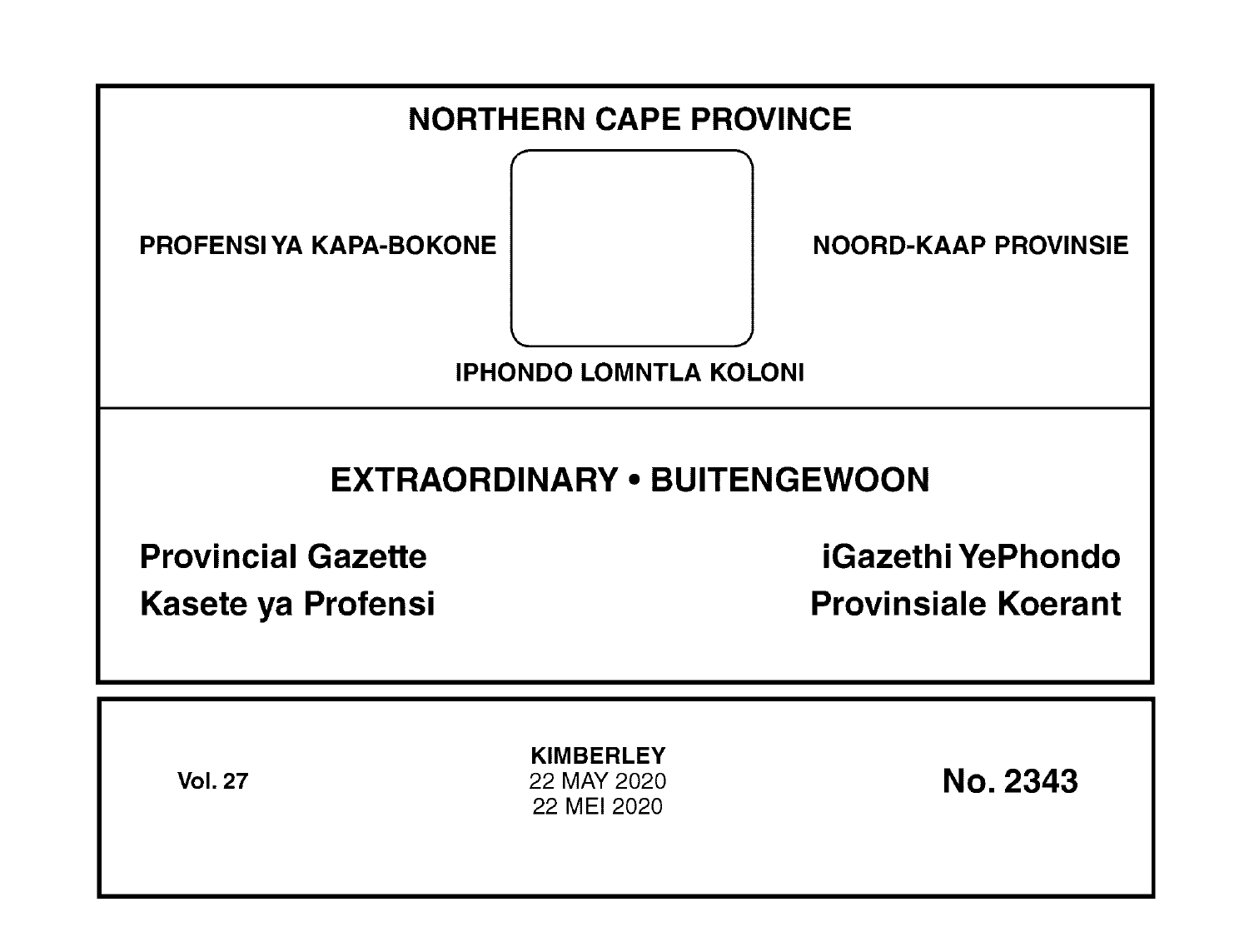# NORTHERN CAPE PROVINCE

PROFENSI YA KAPA-BOKONE

NOORD-KAAP PROVINSIE

IPHONDO LOMNTLA KOLONI

## EXTRAORDINARY • BUITENGEWOON

**Provincial Gazette**

**iGazethi YePhondo**

**Kasete ya Profensi**

**Provinsiale Koerant**

**Vol. 27**

**KIMBERLEY**
22 MAY 2020
22 MEI 2020

**No. 2343**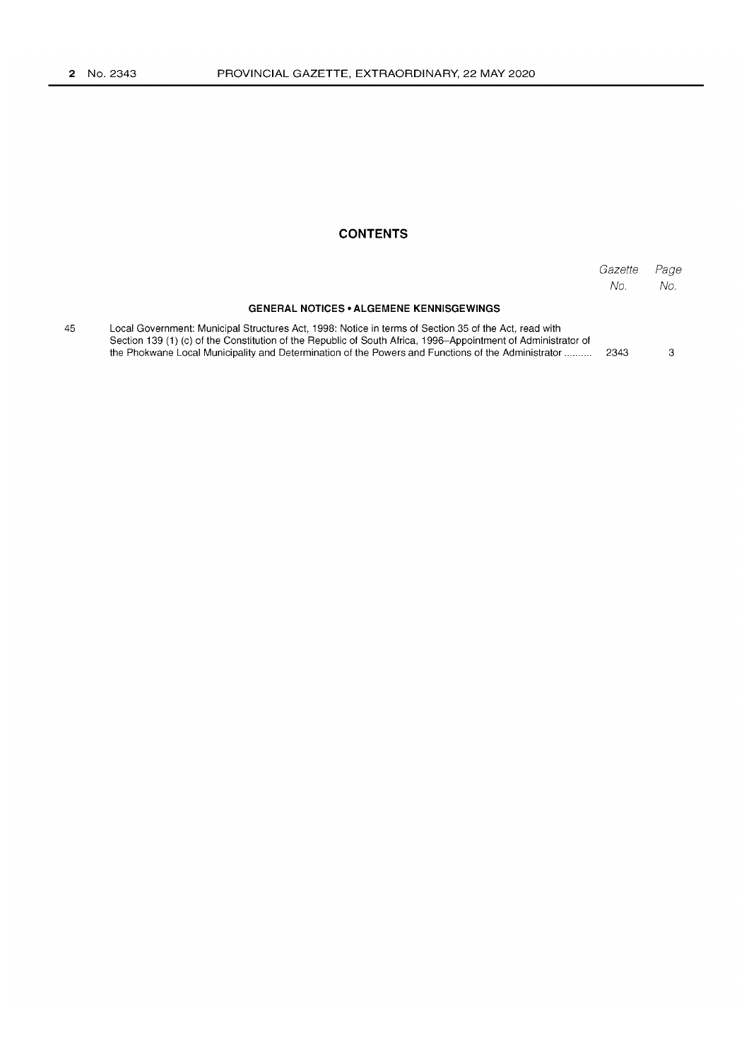## CONTENTS

| | | Gazette No. | Page No. |
|---|---|---|---|
| | **GENERAL NOTICES • ALGEMENE KENNISGEWINGS** | | |
| 45 | Local Government: Municipal Structures Act, 1998: Notice in terms of Section 35 of the Act, read with Section 139 (1) (c) of the Constitution of the Republic of South Africa, 1996–Appointment of Administrator of the Phokwane Local Municipality and Determination of the Powers and Functions of the Administrator .......... | 2343 | 3 |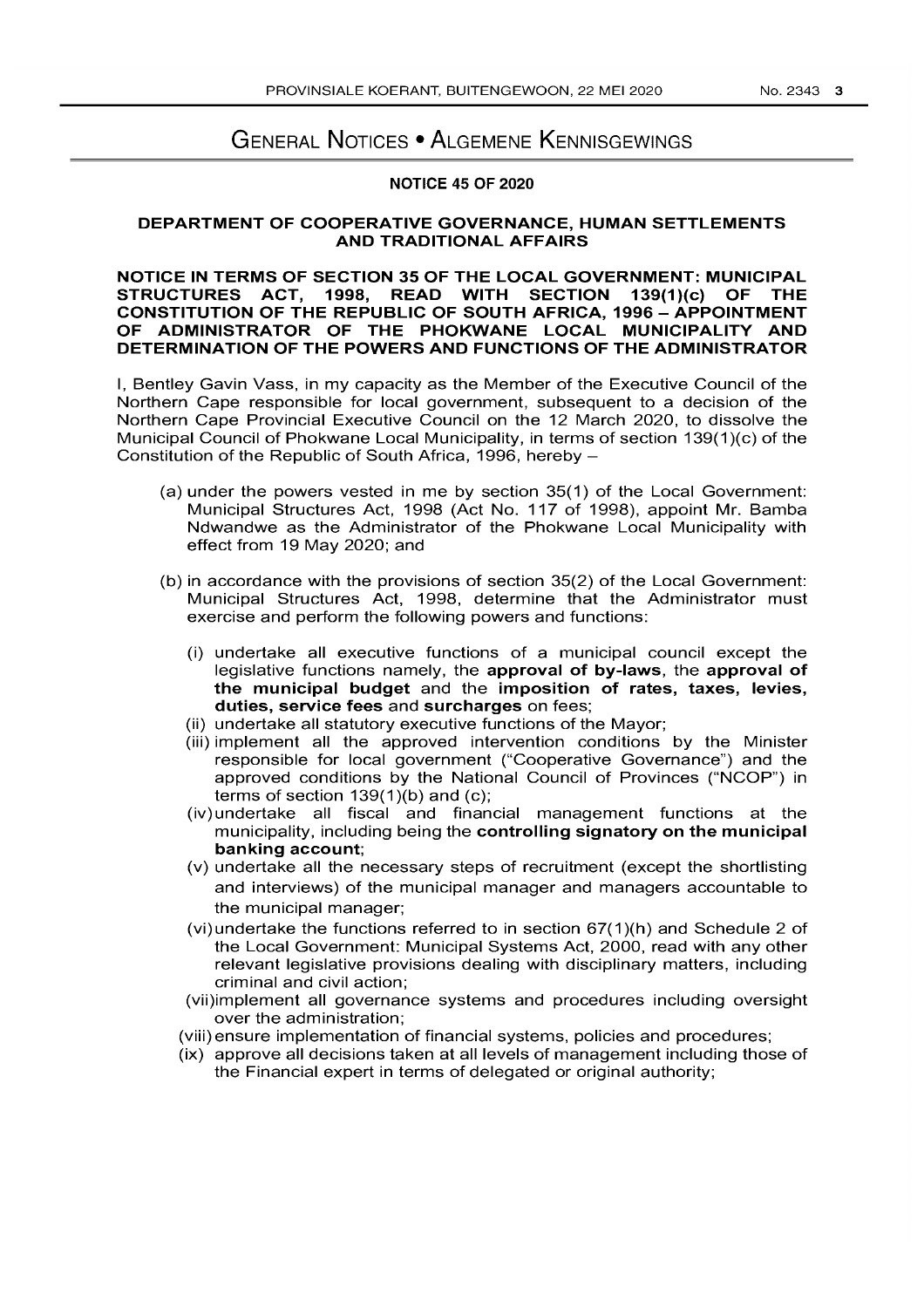# GENERAL NOTICES • ALGEMENE KENNISGEWINGS

## NOTICE 45 OF 2020

### DEPARTMENT OF COOPERATIVE GOVERNANCE, HUMAN SETTLEMENTS AND TRADITIONAL AFFAIRS

### NOTICE IN TERMS OF SECTION 35 OF THE LOCAL GOVERNMENT: MUNICIPAL STRUCTURES ACT, 1998, READ WITH SECTION 139(1)(c) OF THE CONSTITUTION OF THE REPUBLIC OF SOUTH AFRICA, 1996 – APPOINTMENT OF ADMINISTRATOR OF THE PHOKWANE LOCAL MUNICIPALITY AND DETERMINATION OF THE POWERS AND FUNCTIONS OF THE ADMINISTRATOR

I, Bentley Gavin Vass, in my capacity as the Member of the Executive Council of the Northern Cape responsible for local government, subsequent to a decision of the Northern Cape Provincial Executive Council on the 12 March 2020, to dissolve the Municipal Council of Phokwane Local Municipality, in terms of section 139(1)(c) of the Constitution of the Republic of South Africa, 1996, hereby –

(a) under the powers vested in me by section 35(1) of the Local Government: Municipal Structures Act, 1998 (Act No. 117 of 1998), appoint Mr. Bamba Ndwandwe as the Administrator of the Phokwane Local Municipality with effect from 19 May 2020; and

(b) in accordance with the provisions of section 35(2) of the Local Government: Municipal Structures Act, 1998, determine that the Administrator must exercise and perform the following powers and functions:

(i) undertake all executive functions of a municipal council except the legislative functions namely, the **approval of by-laws**, the **approval of the municipal budget** and the **imposition of rates, taxes, levies, duties, service fees** and **surcharges** on fees;

(ii) undertake all statutory executive functions of the Mayor;

(iii) implement all the approved intervention conditions by the Minister responsible for local government ("Cooperative Governance") and the approved conditions by the National Council of Provinces ("NCOP") in terms of section 139(1)(b) and (c);

(iv) undertake all fiscal and financial management functions at the municipality, including being the **controlling signatory on the municipal banking account**;

(v) undertake all the necessary steps of recruitment (except the shortlisting and interviews) of the municipal manager and managers accountable to the municipal manager;

(vi) undertake the functions referred to in section 67(1)(h) and Schedule 2 of the Local Government: Municipal Systems Act, 2000, read with any other relevant legislative provisions dealing with disciplinary matters, including criminal and civil action;

(vii) implement all governance systems and procedures including oversight over the administration;

(viii) ensure implementation of financial systems, policies and procedures;

(ix) approve all decisions taken at all levels of management including those of the Financial expert in terms of delegated or original authority;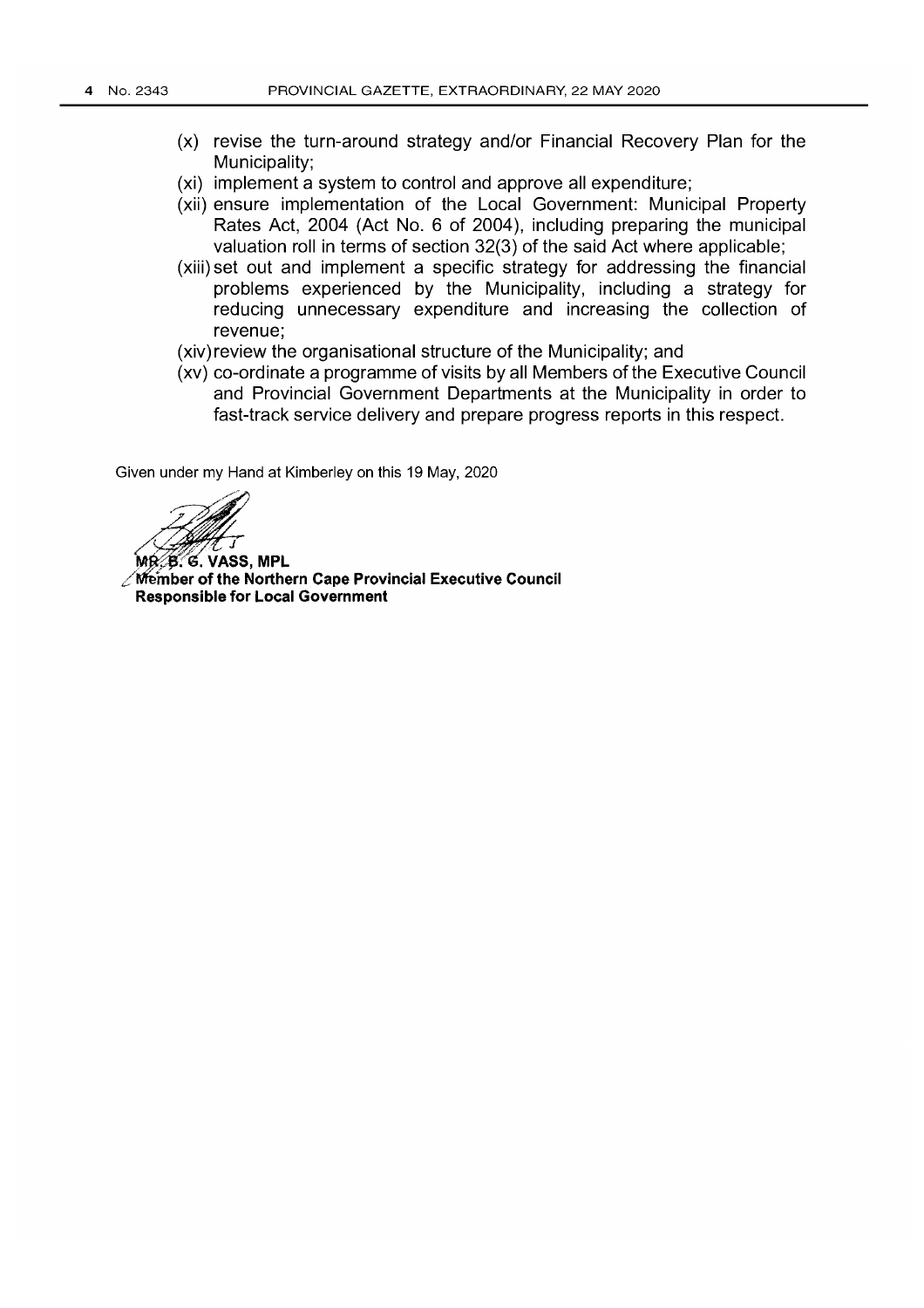(x) revise the turn-around strategy and/or Financial Recovery Plan for the Municipality;

(xi) implement a system to control and approve all expenditure;

(xii) ensure implementation of the Local Government: Municipal Property Rates Act, 2004 (Act No. 6 of 2004), including preparing the municipal valuation roll in terms of section 32(3) of the said Act where applicable;

(xiii) set out and implement a specific strategy for addressing the financial problems experienced by the Municipality, including a strategy for reducing unnecessary expenditure and increasing the collection of revenue;

(xiv) review the organisational structure of the Municipality; and

(xv) co-ordinate a programme of visits by all Members of the Executive Council and Provincial Government Departments at the Municipality in order to fast-track service delivery and prepare progress reports in this respect.

Given under my Hand at Kimberley on this 19 May, 2020

**MR. B. G. VASS, MPL**
**Member of the Northern Cape Provincial Executive Council**
**Responsible for Local Government**